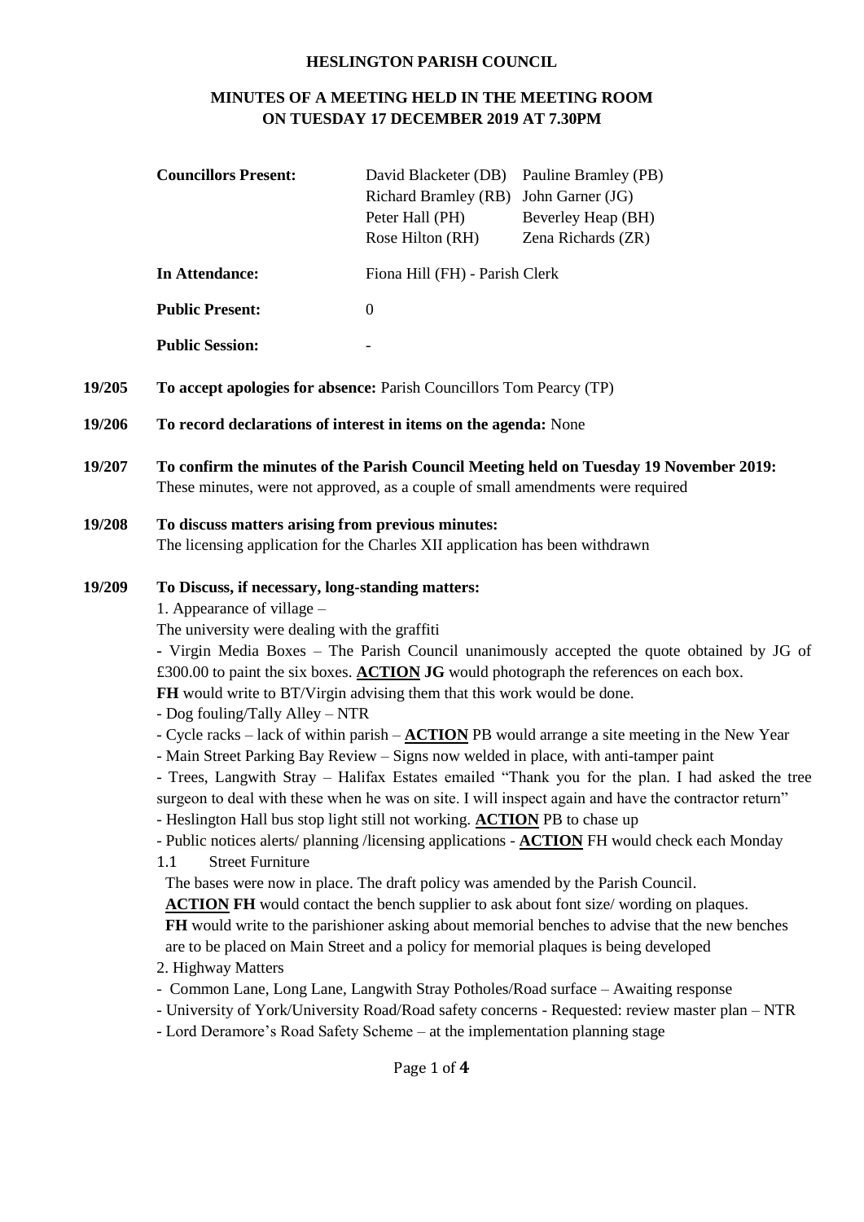**HESLINGTON PARISH COUNCIL**

**MINUTES OF A MEETING HELD IN THE MEETING ROOM ON TUESDAY 17 DECEMBER 2019 AT 7.30PM**

| | | |
|---|---|---|
| **Councillors Present:** | David Blacketer (DB) | Pauline Bramley (PB) |
| | Richard Bramley (RB) | John Garner (JG) |
| | Peter Hall (PH) | Beverley Heap (BH) |
| | Rose Hilton (RH) | Zena Richards (ZR) |
| **In Attendance:** | Fiona Hill (FH) - Parish Clerk | |
| **Public Present:** | 0 | |
| **Public Session:** | - | |

**19/205 To accept apologies for absence:** Parish Councillors Tom Pearcy (TP)

**19/206 To record declarations of interest in items on the agenda:** None

**19/207 To confirm the minutes of the Parish Council Meeting held on Tuesday 19 November 2019:**
These minutes, were not approved, as a couple of small amendments were required

**19/208 To discuss matters arising from previous minutes:**
The licensing application for the Charles XII application has been withdrawn

**19/209 To Discuss, if necessary, long-standing matters:**

1. Appearance of village –
The university were dealing with the graffiti
- Virgin Media Boxes – The Parish Council unanimously accepted the quote obtained by JG of £300.00 to paint the six boxes. **ACTION JG** would photograph the references on each box.
**FH** would write to BT/Virgin advising them that this work would be done.
- Dog fouling/Tally Alley – NTR
- Cycle racks – lack of within parish – **ACTION** PB would arrange a site meeting in the New Year
- Main Street Parking Bay Review – Signs now welded in place, with anti-tamper paint
- Trees, Langwith Stray – Halifax Estates emailed "Thank you for the plan. I had asked the tree surgeon to deal with these when he was on site. I will inspect again and have the contractor return"
- Heslington Hall bus stop light still not working. **ACTION** PB to chase up
- Public notices alerts/ planning /licensing applications - **ACTION** FH would check each Monday

1.1 Street Furniture
The bases were now in place. The draft policy was amended by the Parish Council.
**ACTION FH** would contact the bench supplier to ask about font size/ wording on plaques.
**FH** would write to the parishioner asking about memorial benches to advise that the new benches are to be placed on Main Street and a policy for memorial plaques is being developed

2. Highway Matters
- Common Lane, Long Lane, Langwith Stray Potholes/Road surface – Awaiting response
- University of York/University Road/Road safety concerns - Requested: review master plan – NTR
- Lord Deramore's Road Safety Scheme – at the implementation planning stage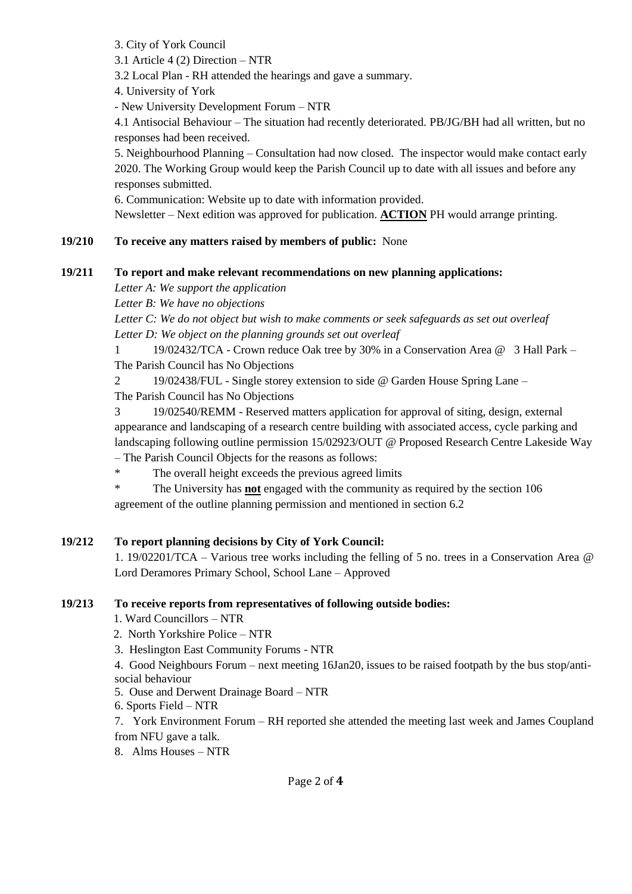3. City of York Council

3.1 Article 4 (2) Direction – NTR

3.2 Local Plan - RH attended the hearings and gave a summary.

4. University of York

- New University Development Forum – NTR

4.1 Antisocial Behaviour – The situation had recently deteriorated. PB/JG/BH had all written, but no responses had been received.

5. Neighbourhood Planning – Consultation had now closed. The inspector would make contact early 2020. The Working Group would keep the Parish Council up to date with all issues and before any responses submitted.

6. Communication: Website up to date with information provided.

Newsletter – Next edition was approved for publication. **ACTION** PH would arrange printing.

**19/210 To receive any matters raised by members of public:** None

**19/211 To report and make relevant recommendations on new planning applications:**

*Letter A: We support the application*

*Letter B: We have no objections*

*Letter C: We do not object but wish to make comments or seek safeguards as set out overleaf*

*Letter D: We object on the planning grounds set out overleaf*

1 19/02432/TCA - Crown reduce Oak tree by 30% in a Conservation Area @ 3 Hall Park – The Parish Council has No Objections

2 19/02438/FUL - Single storey extension to side @ Garden House Spring Lane – The Parish Council has No Objections

3 19/02540/REMM - Reserved matters application for approval of siting, design, external appearance and landscaping of a research centre building with associated access, cycle parking and landscaping following outline permission 15/02923/OUT @ Proposed Research Centre Lakeside Way – The Parish Council Objects for the reasons as follows:

* The overall height exceeds the previous agreed limits
* The University has **not** engaged with the community as required by the section 106 agreement of the outline planning permission and mentioned in section 6.2

**19/212 To report planning decisions by City of York Council:**

1. 19/02201/TCA – Various tree works including the felling of 5 no. trees in a Conservation Area @ Lord Deramores Primary School, School Lane – Approved

**19/213 To receive reports from representatives of following outside bodies:**

1. Ward Councillors – NTR
2. North Yorkshire Police – NTR
3. Heslington East Community Forums - NTR
4. Good Neighbours Forum – next meeting 16Jan20, issues to be raised footpath by the bus stop/anti-social behaviour
5. Ouse and Derwent Drainage Board – NTR
6. Sports Field – NTR
7. York Environment Forum – RH reported she attended the meeting last week and James Coupland from NFU gave a talk.
8. Alms Houses – NTR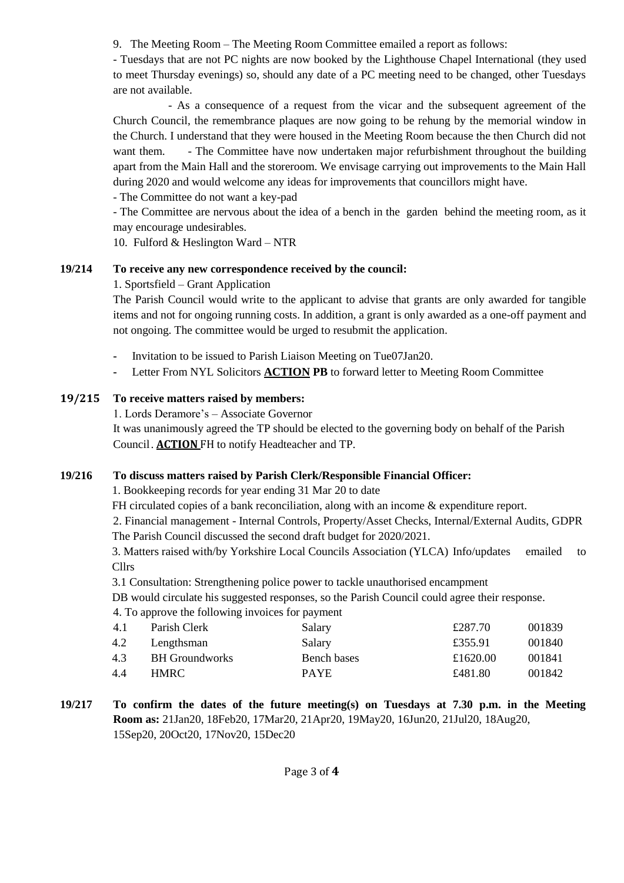9. The Meeting Room – The Meeting Room Committee emailed a report as follows:

- Tuesdays that are not PC nights are now booked by the Lighthouse Chapel International (they used to meet Thursday evenings) so, should any date of a PC meeting need to be changed, other Tuesdays are not available.

- As a consequence of a request from the vicar and the subsequent agreement of the Church Council, the remembrance plaques are now going to be rehung by the memorial window in the Church. I understand that they were housed in the Meeting Room because the then Church did not want them.

- The Committee have now undertaken major refurbishment throughout the building apart from the Main Hall and the storeroom. We envisage carrying out improvements to the Main Hall during 2020 and would welcome any ideas for improvements that councillors might have.

- The Committee do not want a key-pad

- The Committee are nervous about the idea of a bench in the garden behind the meeting room, as it may encourage undesirables.

10. Fulford & Heslington Ward – NTR

**19/214 To receive any new correspondence received by the council:**

1. Sportsfield – Grant Application

The Parish Council would write to the applicant to advise that grants are only awarded for tangible items and not for ongoing running costs. In addition, a grant is only awarded as a one-off payment and not ongoing. The committee would be urged to resubmit the application.

- Invitation to be issued to Parish Liaison Meeting on Tue07Jan20.
- Letter From NYL Solicitors **ACTION PB** to forward letter to Meeting Room Committee

**19/215 To receive matters raised by members:**

1. Lords Deramore's – Associate Governor

It was unanimously agreed the TP should be elected to the governing body on behalf of the Parish Council. **ACTION** FH to notify Headteacher and TP.

**19/216 To discuss matters raised by Parish Clerk/Responsible Financial Officer:**

1. Bookkeeping records for year ending 31 Mar 20 to date

FH circulated copies of a bank reconciliation, along with an income & expenditure report.

2. Financial management - Internal Controls, Property/Asset Checks, Internal/External Audits, GDPR

The Parish Council discussed the second draft budget for 2020/2021.

3. Matters raised with/by Yorkshire Local Councils Association (YLCA) Info/updates emailed to Cllrs

3.1 Consultation: Strengthening police power to tackle unauthorised encampment

DB would circulate his suggested responses, so the Parish Council could agree their response.

4. To approve the following invoices for payment

| | | | | |
|---|---|---|---|---|
| 4.1 | Parish Clerk | Salary | £287.70 | 001839 |
| 4.2 | Lengthsman | Salary | £355.91 | 001840 |
| 4.3 | BH Groundworks | Bench bases | £1620.00 | 001841 |
| 4.4 | HMRC | PAYE | £481.80 | 001842 |

**19/217 To confirm the dates of the future meeting(s) on Tuesdays at 7.30 p.m. in the Meeting Room as:** 21Jan20, 18Feb20, 17Mar20, 21Apr20, 19May20, 16Jun20, 21Jul20, 18Aug20, 15Sep20, 20Oct20, 17Nov20, 15Dec20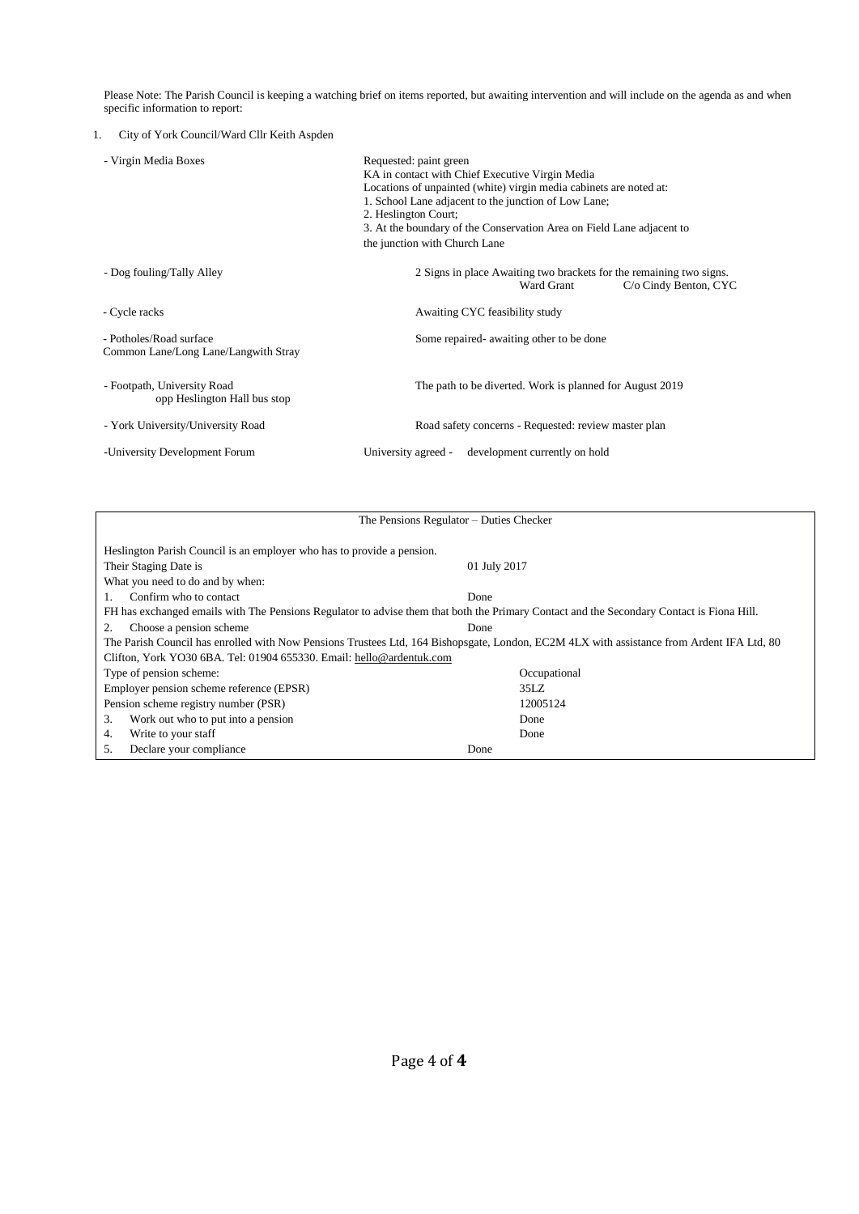Please Note: The Parish Council is keeping a watching brief on items reported, but awaiting intervention and will include on the agenda as and when specific information to report:

1. City of York Council/Ward Cllr Keith Aspden

| | |
|---|---|
| - Virgin Media Boxes | Requested: paint green<br>KA in contact with Chief Executive Virgin Media<br>Locations of unpainted (white) virgin media cabinets are noted at:<br>1. School Lane adjacent to the junction of Low Lane;<br>2. Heslington Court;<br>3. At the boundary of the Conservation Area on Field Lane adjacent to the junction with Church Lane |
| - Dog fouling/Tally Alley | 2 Signs in place Awaiting two brackets for the remaining two signs. Ward Grant C/o Cindy Benton, CYC |
| - Cycle racks | Awaiting CYC feasibility study |
| - Potholes/Road surface Common Lane/Long Lane/Langwith Stray | Some repaired- awaiting other to be done |
| - Footpath, University Road opp Heslington Hall bus stop | The path to be diverted. Work is planned for August 2019 |
| - York University/University Road | Road safety concerns - Requested: review master plan |
| -University Development Forum | University agreed - development currently on hold |

The Pensions Regulator – Duties Checker

Heslington Parish Council is an employer who has to provide a pension.

| | | |
|---|---|---|
| Their Staging Date is | 01 July 2017 | |
| What you need to do and by when: | | |
| 1. Confirm who to contact | Done | |
| FH has exchanged emails with The Pensions Regulator to advise them that both the Primary Contact and the Secondary Contact is Fiona Hill. | | |
| 2. Choose a pension scheme | Done | |
| The Parish Council has enrolled with Now Pensions Trustees Ltd, 164 Bishopsgate, London, EC2M 4LX with assistance from Ardent IFA Ltd, 80 Clifton, York YO30 6BA. Tel: 01904 655330. Email: hello@ardentuk.com | | |
| Type of pension scheme: | | Occupational |
| Employer pension scheme reference (EPSR) | | 35LZ |
| Pension scheme registry number (PSR) | | 12005124 |
| 3. Work out who to put into a pension | | Done |
| 4. Write to your staff | | Done |
| 5. Declare your compliance | Done | |